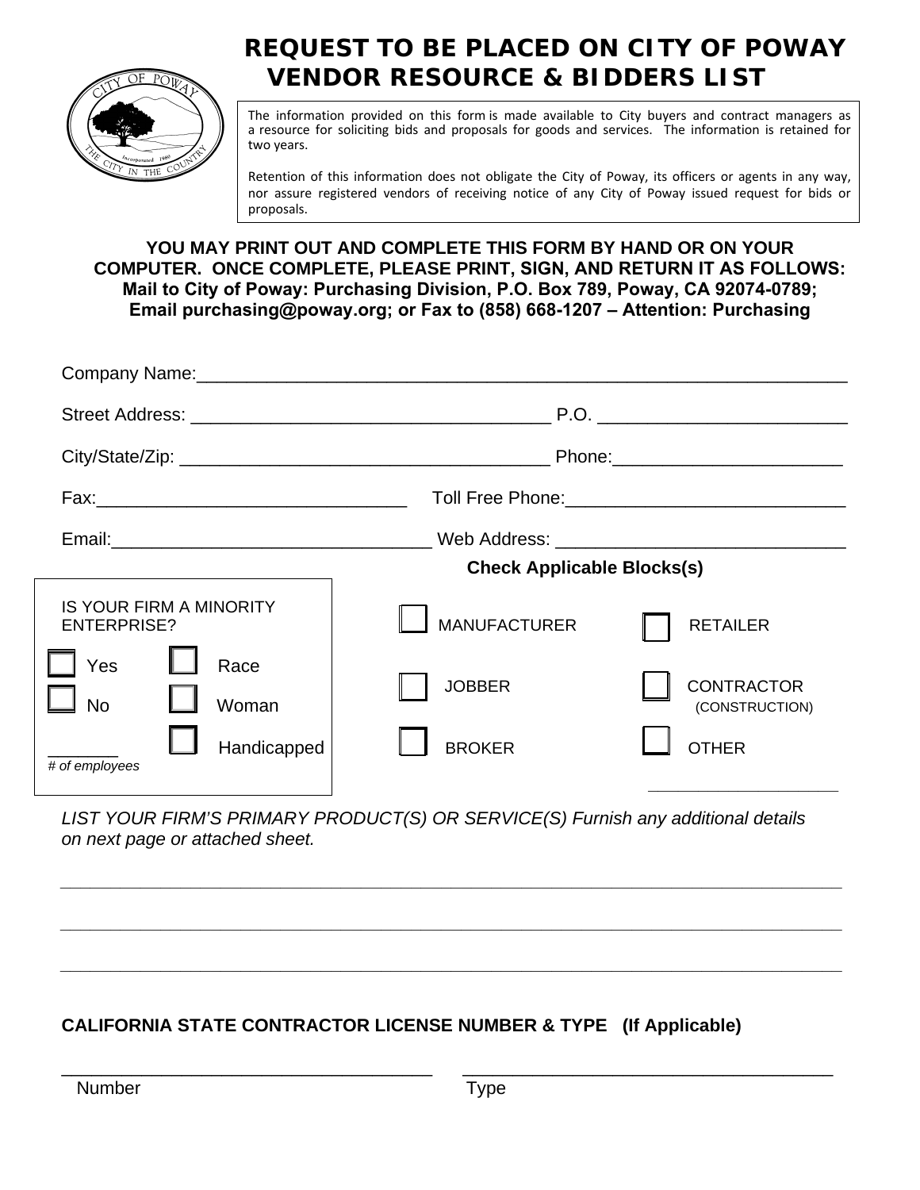# REQUEST TO BE PLACED ON CITY OF POWAY VENDOR RESOURCE & BIDDERS LIST

The information provided on this form is made available to City buyers and contract managers as a resource for soliciting bids and proposals for goods and services. The information is retained for two years.

Retention of this information does not obligate the City of Poway, its officers or agents in any way, nor assure registered vendors of receiving notice of any City of Poway issued request for bids or proposals.

**YOU MAY PRINT OUT AND COMPLETE THIS FORM BY HAND OR ON YOUR COMPUTER. ONCE COMPLETE, PLEASE PRINT, SIGN, AND RETURN IT AS FOLLOWS: Mail to City of Poway: Purchasing Division, P.O. Box 789, Poway, CA 92074-0789; Email purchasing@poway.org; or Fax to (858) 668-1207 – Attention: Purchasing**

Company Name:_______________________________________________

Street Address: ______________________________ P.O. ____________________

City/State/Zip: ______________________________ Phone:____________________

Fax:__________________________ Toll Free Phone:_______________________

Email:__________________________ Web Address: _________________________

IS YOUR FIRM A MINORITY ENTERPRISE?

- ☐ Yes
- ☐ No
- ☐ Race
- ☐ Woman
- ☐ Handicapped

_______ *# of employees*

**Check Applicable Blocks(s)**

- ☐ MANUFACTURER
- ☐ RETAILER
- ☐ JOBBER
- ☐ CONTRACTOR (CONSTRUCTION)
- ☐ BROKER
- ☐ OTHER ____________________

*LIST YOUR FIRM'S PRIMARY PRODUCT(S) OR SERVICE(S) Furnish any additional details on next page or attached sheet.*

______________________________________________________________

______________________________________________________________

______________________________________________________________

**CALIFORNIA STATE CONTRACTOR LICENSE NUMBER & TYPE (If Applicable)**

______________________________ ______________________________

Number Type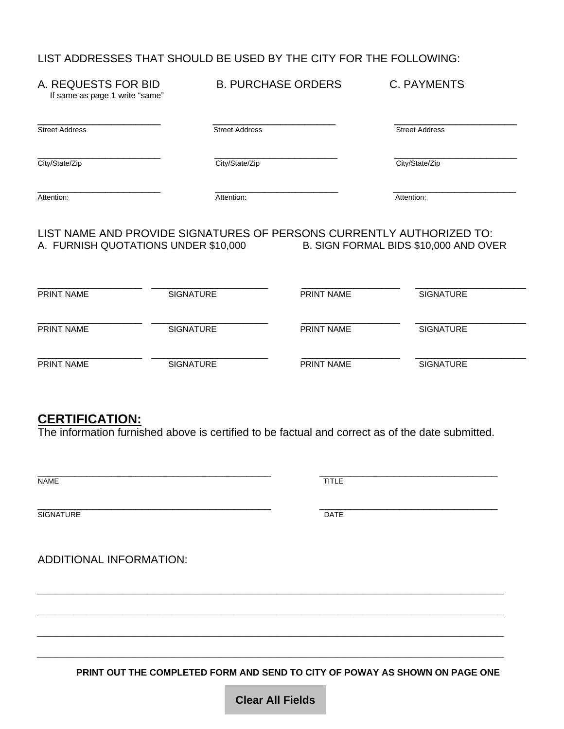LIST ADDRESSES THAT SHOULD BE USED BY THE CITY FOR THE FOLLOWING:

| A. REQUESTS FOR BID<br>If same as page 1 write "same" | B. PURCHASE ORDERS | C. PAYMENTS |
|---|---|---|
| Street Address | Street Address | Street Address |
| City/State/Zip | City/State/Zip | City/State/Zip |
| Attention: | Attention: | Attention: |

LIST NAME AND PROVIDE SIGNATURES OF PERSONS CURRENTLY AUTHORIZED TO:

| A. FURNISH QUOTATIONS UNDER $10,000 | | B. SIGN FORMAL BIDS $10,000 AND OVER | |
|---|---|---|---|
| PRINT NAME | SIGNATURE | PRINT NAME | SIGNATURE |
| PRINT NAME | SIGNATURE | PRINT NAME | SIGNATURE |
| PRINT NAME | SIGNATURE | PRINT NAME | SIGNATURE |

## CERTIFICATION:

The information furnished above is certified to be factual and correct as of the date submitted.

| | |
|---|---|
| NAME | TITLE |
| SIGNATURE | DATE |

ADDITIONAL INFORMATION:

______________________________________________________________________

______________________________________________________________________

______________________________________________________________________

______________________________________________________________________

**PRINT OUT THE COMPLETED FORM AND SEND TO CITY OF POWAY AS SHOWN ON PAGE ONE**

**Clear All Fields**